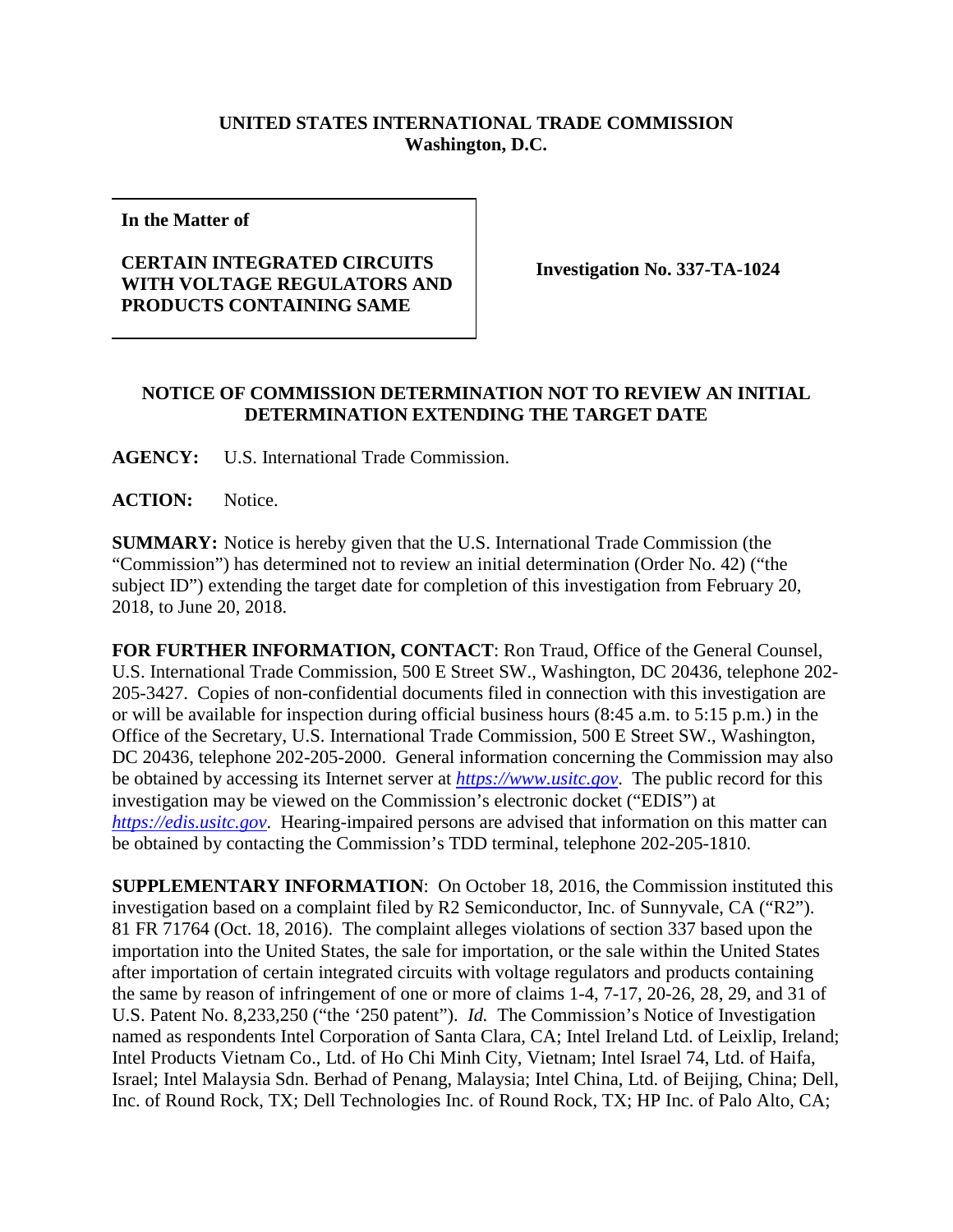**UNITED STATES INTERNATIONAL TRADE COMMISSION**
**Washington, D.C.**

| **In the Matter of** <br><br> **CERTAIN INTEGRATED CIRCUITS WITH VOLTAGE REGULATORS AND PRODUCTS CONTAINING SAME** | **Investigation No. 337-TA-1024** |
| --- | --- |

## NOTICE OF COMMISSION DETERMINATION NOT TO REVIEW AN INITIAL DETERMINATION EXTENDING THE TARGET DATE

**AGENCY:** U.S. International Trade Commission.

**ACTION:** Notice.

**SUMMARY:** Notice is hereby given that the U.S. International Trade Commission (the "Commission") has determined not to review an initial determination (Order No. 42) ("the subject ID") extending the target date for completion of this investigation from February 20, 2018, to June 20, 2018.

**FOR FURTHER INFORMATION, CONTACT**: Ron Traud, Office of the General Counsel, U.S. International Trade Commission, 500 E Street SW., Washington, DC 20436, telephone 202-205-3427. Copies of non-confidential documents filed in connection with this investigation are or will be available for inspection during official business hours (8:45 a.m. to 5:15 p.m.) in the Office of the Secretary, U.S. International Trade Commission, 500 E Street SW., Washington, DC 20436, telephone 202-205-2000. General information concerning the Commission may also be obtained by accessing its Internet server at *https://www.usitc.gov*. The public record for this investigation may be viewed on the Commission's electronic docket ("EDIS") at *https://edis.usitc.gov*. Hearing-impaired persons are advised that information on this matter can be obtained by contacting the Commission's TDD terminal, telephone 202-205-1810.

**SUPPLEMENTARY INFORMATION**: On October 18, 2016, the Commission instituted this investigation based on a complaint filed by R2 Semiconductor, Inc. of Sunnyvale, CA ("R2"). 81 FR 71764 (Oct. 18, 2016). The complaint alleges violations of section 337 based upon the importation into the United States, the sale for importation, or the sale within the United States after importation of certain integrated circuits with voltage regulators and products containing the same by reason of infringement of one or more of claims 1-4, 7-17, 20-26, 28, 29, and 31 of U.S. Patent No. 8,233,250 ("the '250 patent"). *Id.* The Commission's Notice of Investigation named as respondents Intel Corporation of Santa Clara, CA; Intel Ireland Ltd. of Leixlip, Ireland; Intel Products Vietnam Co., Ltd. of Ho Chi Minh City, Vietnam; Intel Israel 74, Ltd. of Haifa, Israel; Intel Malaysia Sdn. Berhad of Penang, Malaysia; Intel China, Ltd. of Beijing, China; Dell, Inc. of Round Rock, TX; Dell Technologies Inc. of Round Rock, TX; HP Inc. of Palo Alto, CA;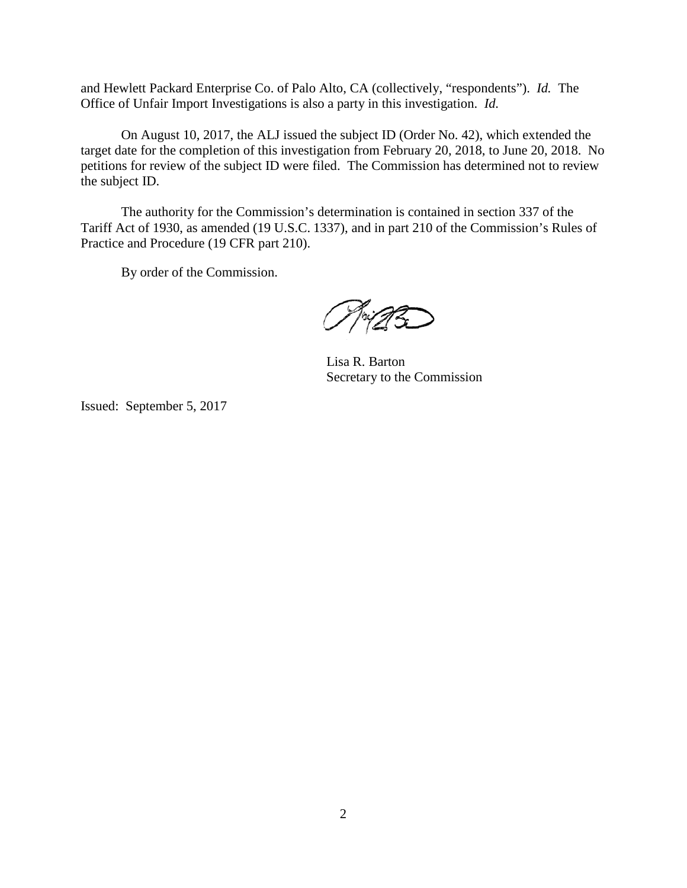and Hewlett Packard Enterprise Co. of Palo Alto, CA (collectively, "respondents"). *Id.* The Office of Unfair Import Investigations is also a party in this investigation. *Id.*

On August 10, 2017, the ALJ issued the subject ID (Order No. 42), which extended the target date for the completion of this investigation from February 20, 2018, to June 20, 2018. No petitions for review of the subject ID were filed. The Commission has determined not to review the subject ID.

The authority for the Commission's determination is contained in section 337 of the Tariff Act of 1930, as amended (19 U.S.C. 1337), and in part 210 of the Commission's Rules of Practice and Procedure (19 CFR part 210).

By order of the Commission.

Lisa R. Barton
Secretary to the Commission

Issued: September 5, 2017